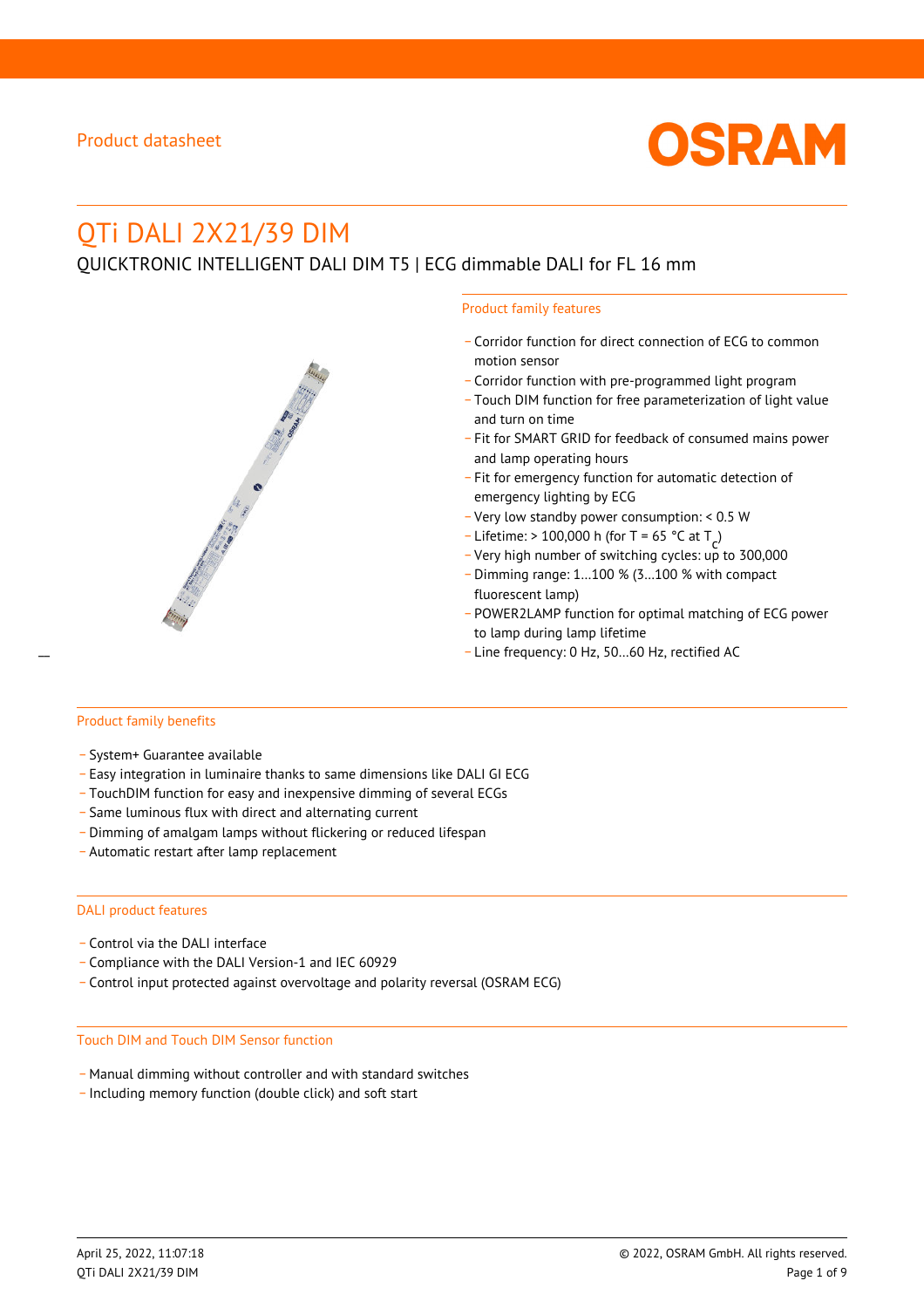Product datasheet

# QTi DALI 2X21/39 DIM

QUICKTRONIC INTELLIGENT DALI DIM T5 | ECG dimmable DALI for FL 16 mm

## Product family features

- Corridor function for direct connection of ECG to common motion sensor
- Corridor function with pre-programmed light program
- Touch DIM function for free parameterization of light value and turn on time
- Fit for SMART GRID for feedback of consumed mains power and lamp operating hours
- Fit for emergency function for automatic detection of emergency lighting by ECG
- Very low standby power consumption: < 0.5 W
- Lifetime: > 100,000 h (for T = 65 °C at $T_c$)
- Very high number of switching cycles: up to 300,000
- Dimming range: 1…100 % (3…100 % with compact fluorescent lamp)
- POWER2LAMP function for optimal matching of ECG power to lamp during lamp lifetime
- Line frequency: 0 Hz, 50…60 Hz, rectified AC

## Product family benefits

- System+ Guarantee available
- Easy integration in luminaire thanks to same dimensions like DALI GI ECG
- TouchDIM function for easy and inexpensive dimming of several ECGs
- Same luminous flux with direct and alternating current
- Dimming of amalgam lamps without flickering or reduced lifespan
- Automatic restart after lamp replacement

## DALI product features

- Control via the DALI interface
- Compliance with the DALI Version-1 and IEC 60929
- Control input protected against overvoltage and polarity reversal (OSRAM ECG)

## Touch DIM and Touch DIM Sensor function

- Manual dimming without controller and with standard switches
- Including memory function (double click) and soft start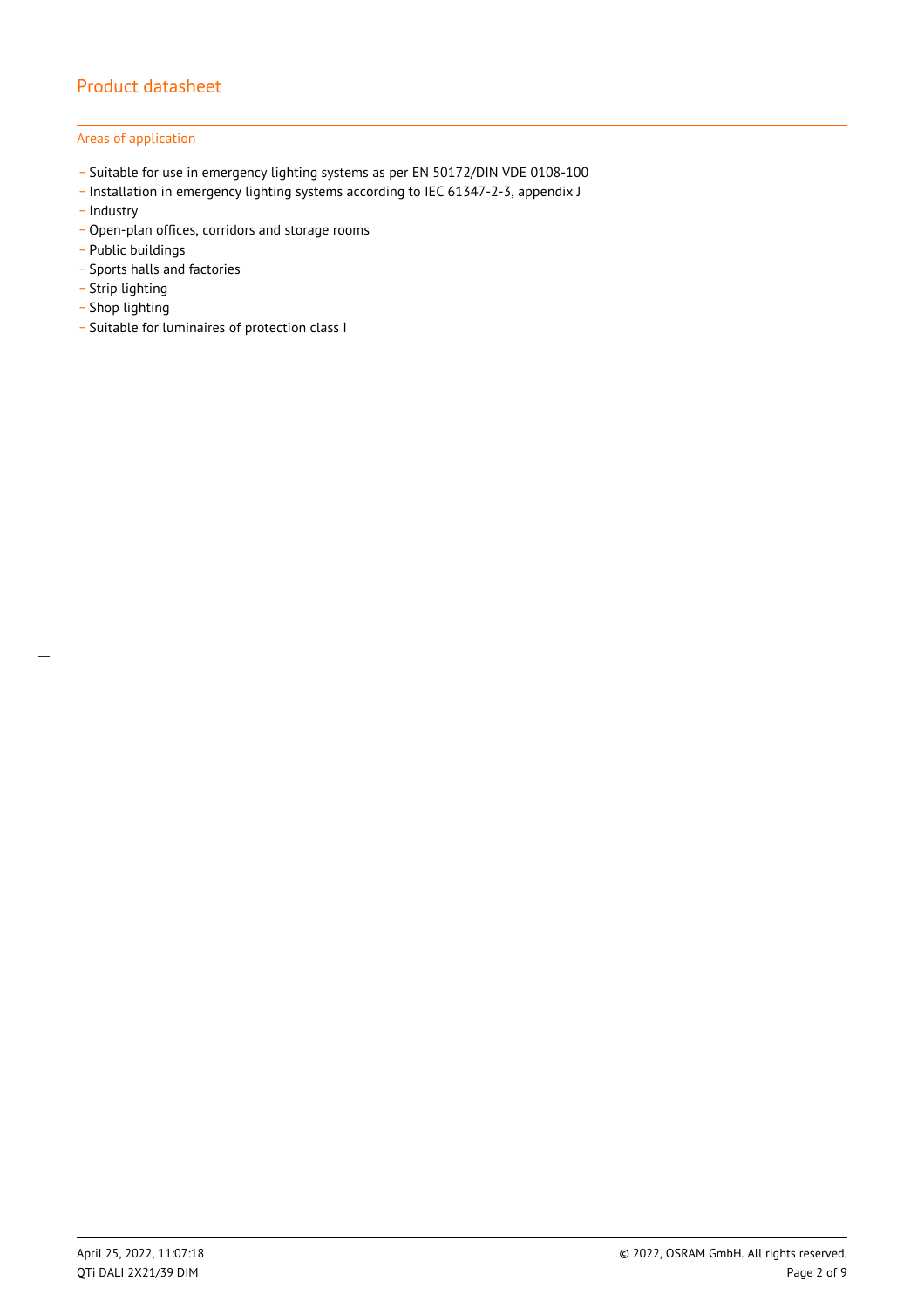## Areas of application

- Suitable for use in emergency lighting systems as per EN 50172/DIN VDE 0108-100
- Installation in emergency lighting systems according to IEC 61347-2-3, appendix J
- Industry
- Open-plan offices, corridors and storage rooms
- Public buildings
- Sports halls and factories
- Strip lighting
- Shop lighting
- Suitable for luminaires of protection class I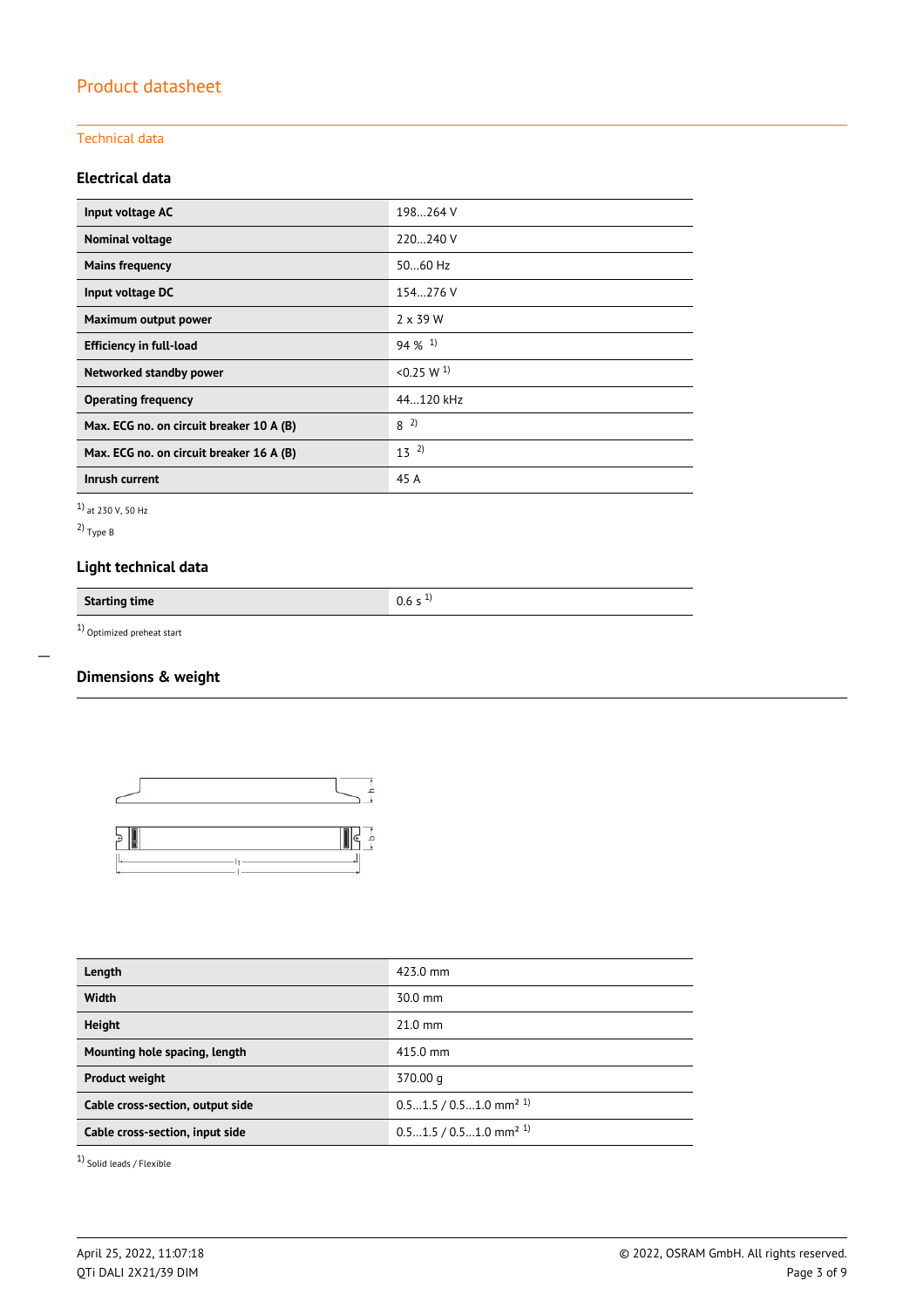# Product datasheet

## Technical data

### Electrical data

| | |
|---|---|
| **Input voltage AC** | 198…264 V |
| **Nominal voltage** | 220…240 V |
| **Mains frequency** | 50…60 Hz |
| **Input voltage DC** | 154…276 V |
| **Maximum output power** | 2 x 39 W |
| **Efficiency in full-load** | 94 % [1] |
| **Networked standby power** | <0.25 W [1] |
| **Operating frequency** | 44…120 kHz |
| **Max. ECG no. on circuit breaker 10 A (B)** | 8 [2] |
| **Max. ECG no. on circuit breaker 16 A (B)** | 13 [2] |
| **Inrush current** | 45 A |

[1] at 230 V, 50 Hz

[2] Type B

### Light technical data

| | |
|---|---|
| **Starting time** | 0.6 s [1] |

[1] Optimized preheat start

### Dimensions & weight

| | |
|---|---|
| **Length** | 423.0 mm |
| **Width** | 30.0 mm |
| **Height** | 21.0 mm |
| **Mounting hole spacing, length** | 415.0 mm |
| **Product weight** | 370.00 g |
| **Cable cross-section, output side** | 0.5…1.5 / 0.5…1.0 mm² [1] |
| **Cable cross-section, input side** | 0.5…1.5 / 0.5…1.0 mm² [1] |

[1] Solid leads / Flexible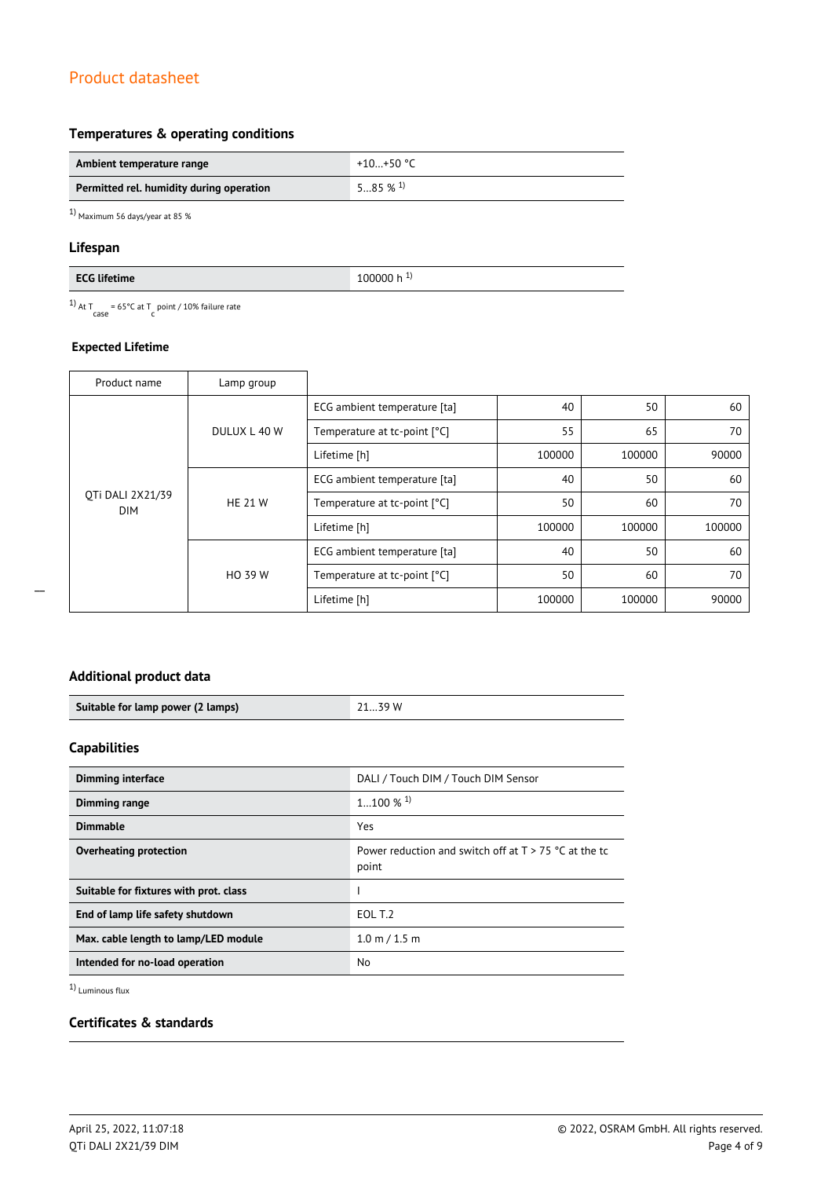## Product datasheet

### Temperatures & operating conditions

| | |
|---|---|
| **Ambient temperature range** | +10…+50 °C |
| **Permitted rel. humidity during operation** | 5…85 % [1] |

[1] Maximum 56 days/year at 85 %

### Lifespan

| | |
|---|---|
| **ECG lifetime** | 100000 h [1] |

[1] At $T_{case}$ = 65°C at $T_c$ point / 10% failure rate

### Expected Lifetime

| Product name | Lamp group | | | | |
|---|---|---|---|---|---|
| QTi DALI 2X21/39 DIM | DULUX L 40 W | ECG ambient temperature [ta] | 40 | 50 | 60 |
| | | Temperature at tc-point [°C] | 55 | 65 | 70 |
| | | Lifetime [h] | 100000 | 100000 | 90000 |
| | HE 21 W | ECG ambient temperature [ta] | 40 | 50 | 60 |
| | | Temperature at tc-point [°C] | 50 | 60 | 70 |
| | | Lifetime [h] | 100000 | 100000 | 100000 |
| | HO 39 W | ECG ambient temperature [ta] | 40 | 50 | 60 |
| | | Temperature at tc-point [°C] | 50 | 60 | 70 |
| | | Lifetime [h] | 100000 | 100000 | 90000 |

### Additional product data

| | |
|---|---|
| **Suitable for lamp power (2 lamps)** | 21…39 W |

### Capabilities

| | |
|---|---|
| **Dimming interface** | DALI / Touch DIM / Touch DIM Sensor |
| **Dimming range** | 1…100 % [1] |
| **Dimmable** | Yes |
| **Overheating protection** | Power reduction and switch off at T > 75 °C at the tc point |
| **Suitable for fixtures with prot. class** | I |
| **End of lamp life safety shutdown** | EOL T.2 |
| **Max. cable length to lamp/LED module** | 1.0 m / 1.5 m |
| **Intended for no-load operation** | No |

[1] Luminous flux

### Certificates & standards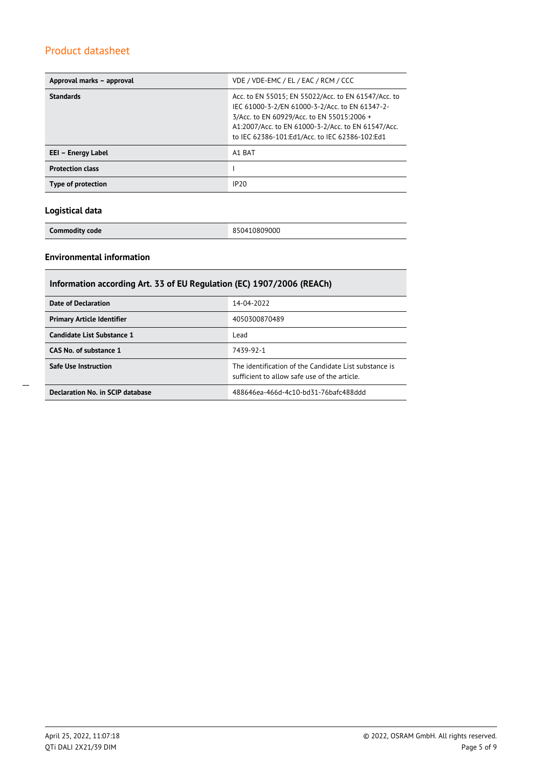| Approval marks – approval | VDE / VDE-EMC / EL / EAC / RCM / CCC |
|---|---|
| **Standards** | Acc. to EN 55015; EN 55022/Acc. to EN 61547/Acc. to IEC 61000-3-2/EN 61000-3-2/Acc. to EN 61347-2-3/Acc. to EN 60929/Acc. to EN 55015:2006 + A1:2007/Acc. to EN 61000-3-2/Acc. to EN 61547/Acc. to IEC 62386-101:Ed1/Acc. to IEC 62386-102:Ed1 |
| **EEI – Energy Label** | A1 BAT |
| **Protection class** | I |
| **Type of protection** | IP20 |

### Logistical data

| Commodity code | 850410809000 |
|---|---|

### Environmental information

| Information according Art. 33 of EU Regulation (EC) 1907/2006 (REACh) | |
|---|---|
| **Date of Declaration** | 14-04-2022 |
| **Primary Article Identifier** | 4050300870489 |
| **Candidate List Substance 1** | Lead |
| **CAS No. of substance 1** | 7439-92-1 |
| **Safe Use Instruction** | The identification of the Candidate List substance is sufficient to allow safe use of the article. |
| **Declaration No. in SCIP database** | 488646ea-466d-4c10-bd31-76bafc488ddd |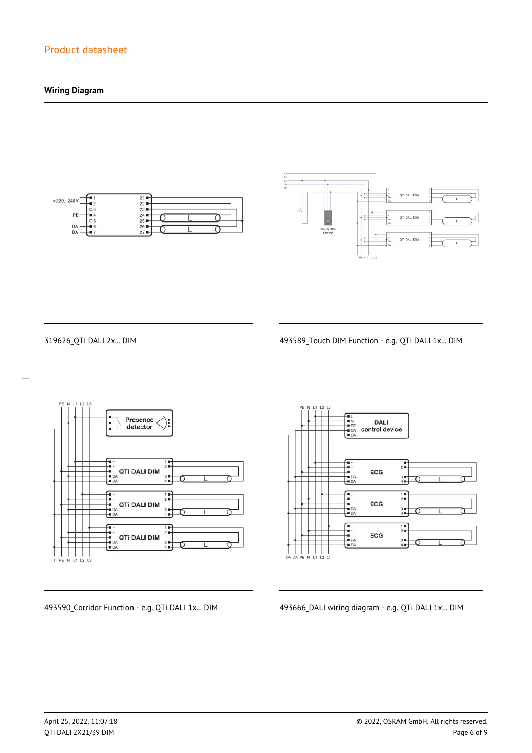## Wiring Diagram

319626_QTi DALI 2x... DIM

493589_Touch DIM Function - e.g. QTi DALI 1x... DIM

493590_Corridor Function - e.g. QTi DALI 1x... DIM

493666_DALI wiring diagram - e.g. QTi DALI 1x... DIM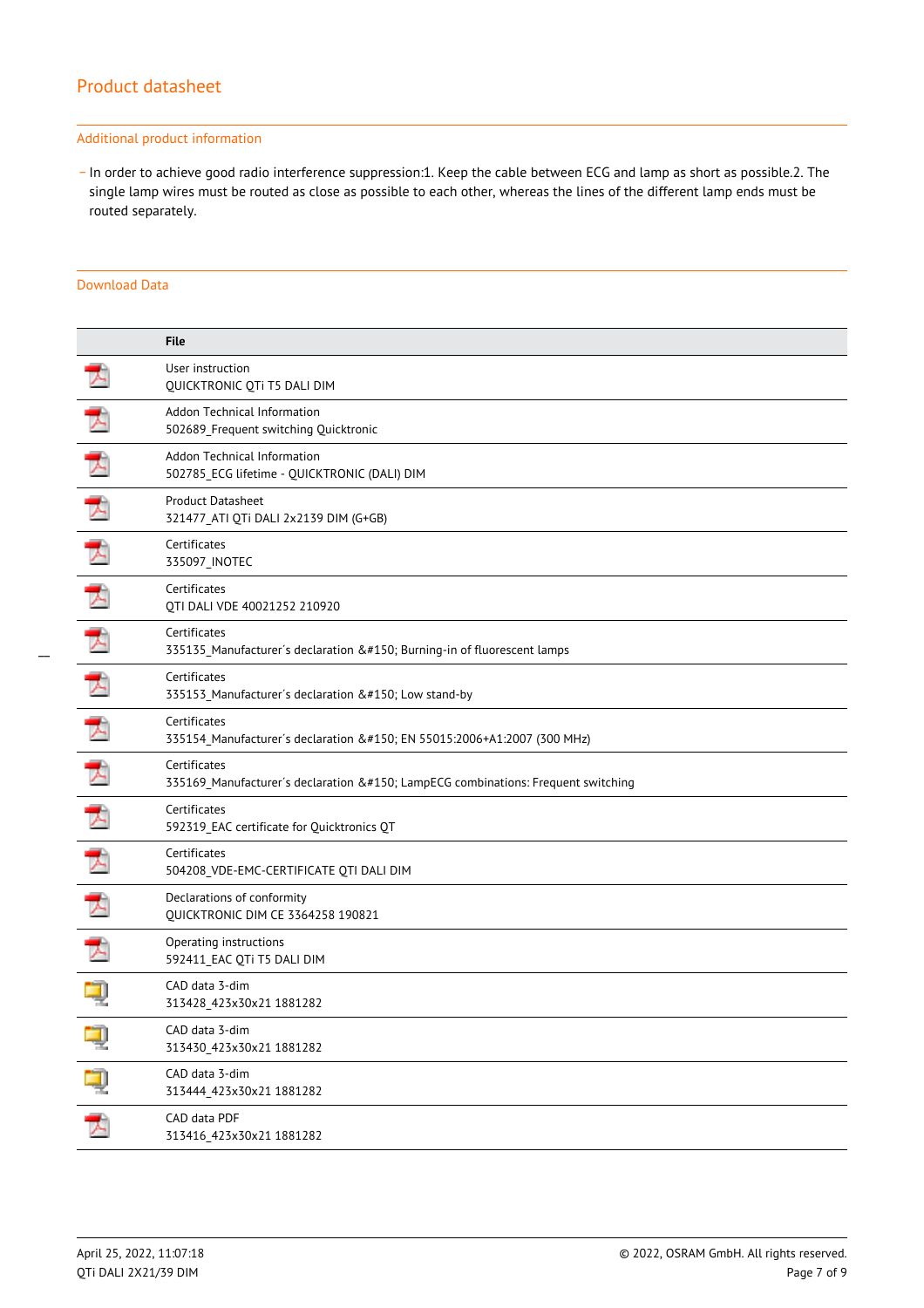## Additional product information

- In order to achieve good radio interference suppression:1. Keep the cable between ECG and lamp as short as possible.2. The single lamp wires must be routed as close as possible to each other, whereas the lines of the different lamp ends must be routed separately.

## Download Data

| | File |
|---|---|
| | User instruction<br>QUICKTRONIC QTi T5 DALI DIM |
| | Addon Technical Information<br>502689_Frequent switching Quicktronic |
| | Addon Technical Information<br>502785_ECG lifetime - QUICKTRONIC (DALI) DIM |
| | Product Datasheet<br>321477_ATI QTi DALI 2x2139 DIM (G+GB) |
| | Certificates<br>335097_INOTEC |
| | Certificates<br>QTI DALI VDE 40021252 210920 |
| | Certificates<br>335135_Manufacturer´s declaration &#150; Burning-in of fluorescent lamps |
| | Certificates<br>335153_Manufacturer´s declaration &#150; Low stand-by |
| | Certificates<br>335154_Manufacturer´s declaration &#150; EN 55015:2006+A1:2007 (300 MHz) |
| | Certificates<br>335169_Manufacturer´s declaration &#150; LampECG combinations: Frequent switching |
| | Certificates<br>592319_EAC certificate for Quicktronics QT |
| | Certificates<br>504208_VDE-EMC-CERTIFICATE QTI DALI DIM |
| | Declarations of conformity<br>QUICKTRONIC DIM CE 3364258 190821 |
| | Operating instructions<br>592411_EAC QTi T5 DALI DIM |
| | CAD data 3-dim<br>313428_423x30x21 1881282 |
| | CAD data 3-dim<br>313430_423x30x21 1881282 |
| | CAD data 3-dim<br>313444_423x30x21 1881282 |
| | CAD data PDF<br>313416_423x30x21 1881282 |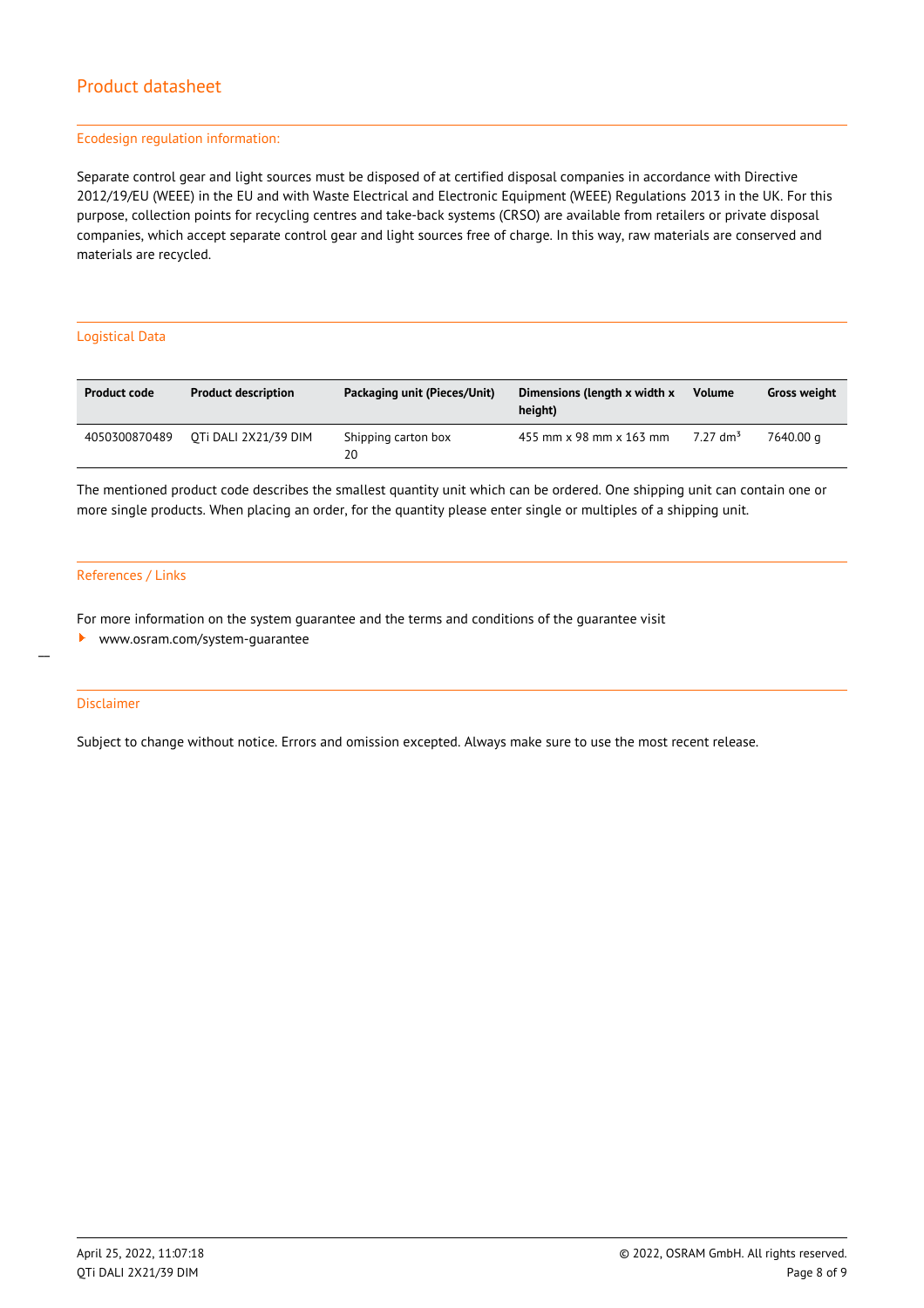### Ecodesign regulation information:

Separate control gear and light sources must be disposed of at certified disposal companies in accordance with Directive 2012/19/EU (WEEE) in the EU and with Waste Electrical and Electronic Equipment (WEEE) Regulations 2013 in the UK. For this purpose, collection points for recycling centres and take-back systems (CRSO) are available from retailers or private disposal companies, which accept separate control gear and light sources free of charge. In this way, raw materials are conserved and materials are recycled.

### Logistical Data

| Product code | Product description | Packaging unit (Pieces/Unit) | Dimensions (length x width x height) | Volume | Gross weight |
|---|---|---|---|---|---|
| 4050300870489 | QTi DALI 2X21/39 DIM | Shipping carton box 20 | 455 mm x 98 mm x 163 mm | 7.27 $dm^3$ | 7640.00 g |

The mentioned product code describes the smallest quantity unit which can be ordered. One shipping unit can contain one or more single products. When placing an order, for the quantity please enter single or multiples of a shipping unit.

### References / Links

For more information on the system guarantee and the terms and conditions of the guarantee visit

- www.osram.com/system-guarantee

### Disclaimer

Subject to change without notice. Errors and omission excepted. Always make sure to use the most recent release.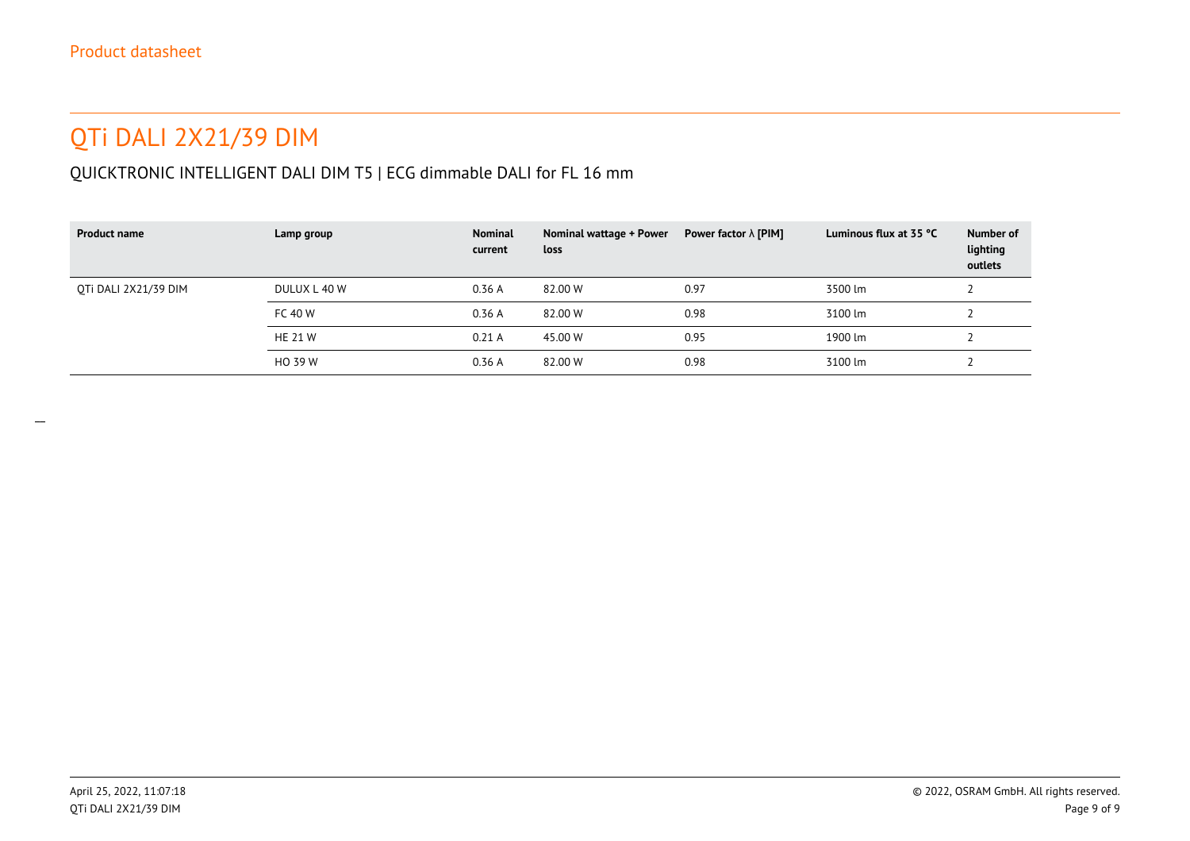# QTi DALI 2X21/39 DIM

QUICKTRONIC INTELLIGENT DALI DIM T5 | ECG dimmable DALI for FL 16 mm

| Product name | Lamp group | Nominal current | Nominal wattage + Power loss | Power factor λ [PIM] | Luminous flux at 35 °C | Number of lighting outlets |
|---|---|---|---|---|---|---|
| QTi DALI 2X21/39 DIM | DULUX L 40 W | 0.36 A | 82.00 W | 0.97 | 3500 lm | 2 |
| | FC 40 W | 0.36 A | 82.00 W | 0.98 | 3100 lm | 2 |
| | HE 21 W | 0.21 A | 45.00 W | 0.95 | 1900 lm | 2 |
| | HO 39 W | 0.36 A | 82.00 W | 0.98 | 3100 lm | 2 |